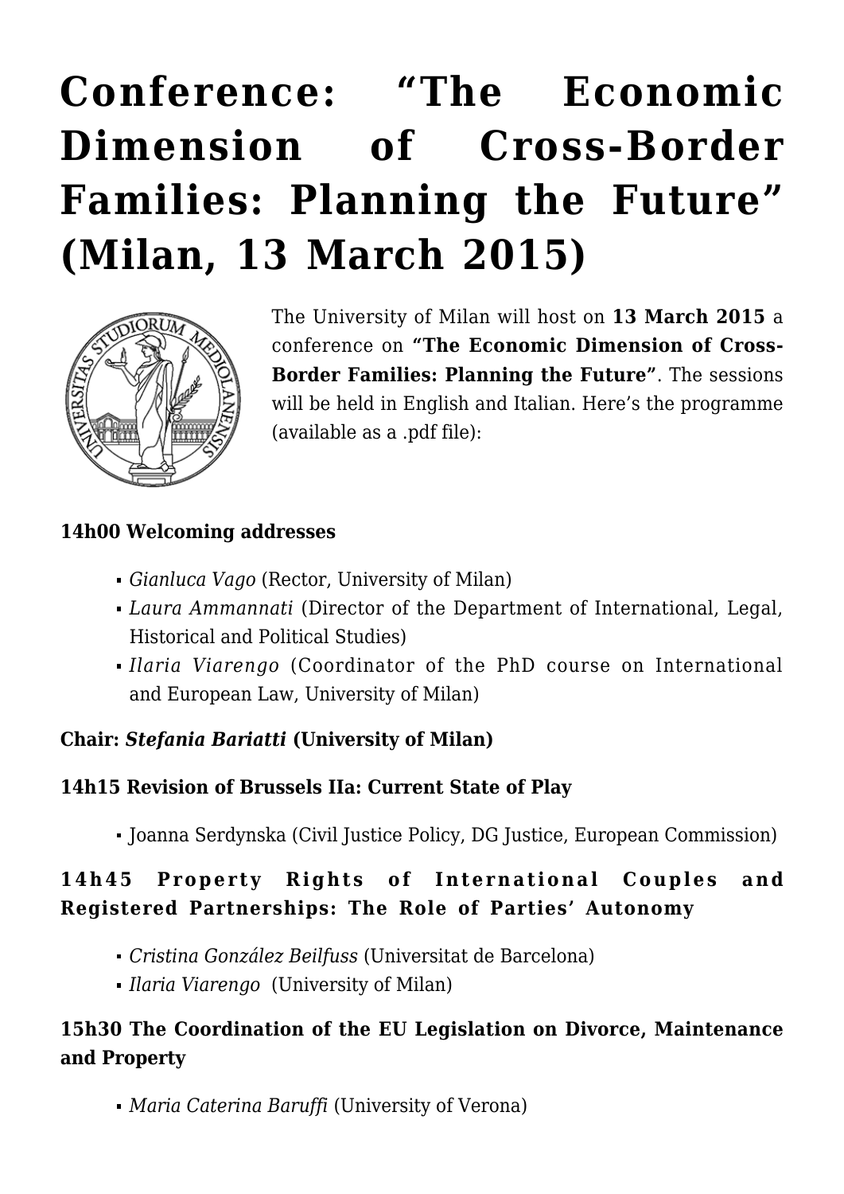# Conference: "The Economic Dimension of Cross-Border Families: Planning the Future" (Milan, 13 March 2015)

The University of Milan will host on **13 March 2015** a conference on **"The Economic Dimension of Cross-Border Families: Planning the Future"**. The sessions will be held in English and Italian. Here's the programme (available as a .pdf file):

**14h00 Welcoming addresses**

- *Gianluca Vago* (Rector, University of Milan)
- *Laura Ammannati* (Director of the Department of International, Legal, Historical and Political Studies)
- *Ilaria Viarengo* (Coordinator of the PhD course on International and European Law, University of Milan)

**Chair: *Stefania Bariatti* (University of Milan)**

**14h15 Revision of Brussels IIa: Current State of Play**

- Joanna Serdynska (Civil Justice Policy, DG Justice, European Commission)

**14h45 Property Rights of International Couples and Registered Partnerships: The Role of Parties' Autonomy**

- *Cristina González Beilfuss* (Universitat de Barcelona)
- *Ilaria Viarengo* (University of Milan)

**15h30 The Coordination of the EU Legislation on Divorce, Maintenance and Property**

- *Maria Caterina Baruffi* (University of Verona)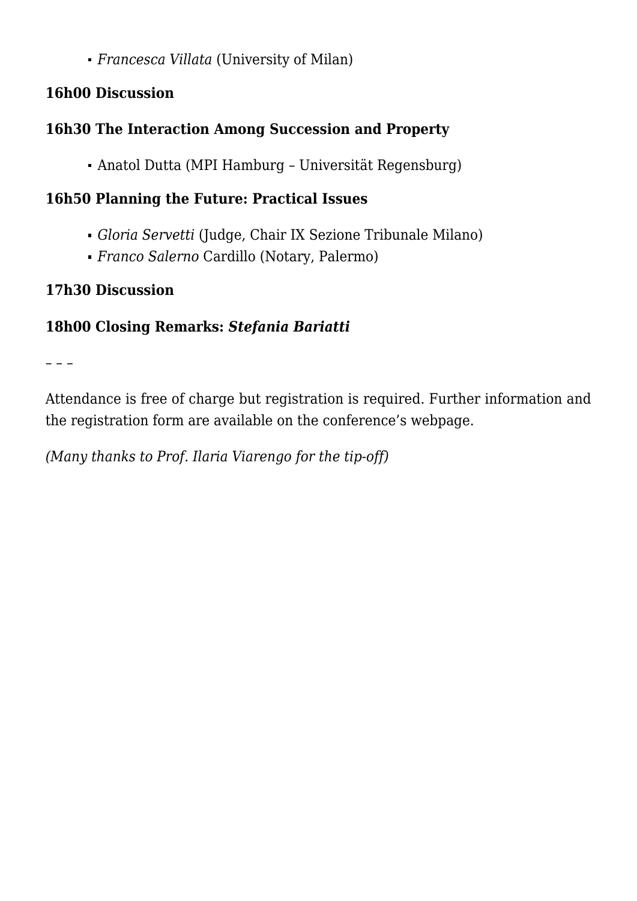- *Francesca Villata* (University of Milan)

**16h00 Discussion**

**16h30 The Interaction Among Succession and Property**

- Anatol Dutta (MPI Hamburg – Universität Regensburg)

**16h50 Planning the Future: Practical Issues**

- *Gloria Servetti* (Judge, Chair IX Sezione Tribunale Milano)
- *Franco Salerno* Cardillo (Notary, Palermo)

**17h30 Discussion**

**18h00 Closing Remarks: *Stefania Bariatti***

– – –

Attendance is free of charge but registration is required. Further information and the registration form are available on the conference’s webpage.

*(Many thanks to Prof. Ilaria Viarengo for the tip-off)*